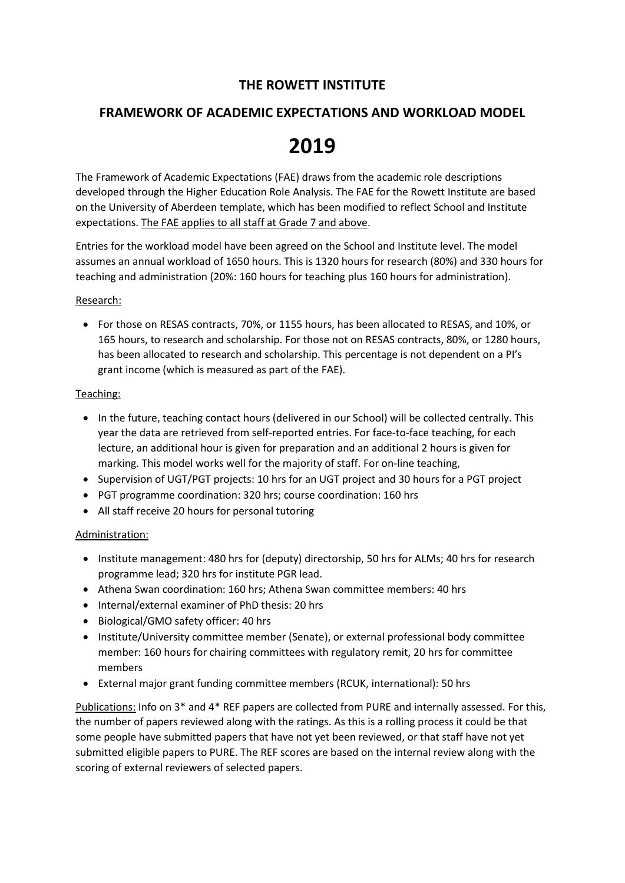# THE ROWETT INSTITUTE

## FRAMEWORK OF ACADEMIC EXPECTATIONS AND WORKLOAD MODEL

# 2019

The Framework of Academic Expectations (FAE) draws from the academic role descriptions developed through the Higher Education Role Analysis. The FAE for the Rowett Institute are based on the University of Aberdeen template, which has been modified to reflect School and Institute expectations. The FAE applies to all staff at Grade 7 and above.

Entries for the workload model have been agreed on the School and Institute level. The model assumes an annual workload of 1650 hours. This is 1320 hours for research (80%) and 330 hours for teaching and administration (20%: 160 hours for teaching plus 160 hours for administration).

Research:

- For those on RESAS contracts, 70%, or 1155 hours, has been allocated to RESAS, and 10%, or 165 hours, to research and scholarship. For those not on RESAS contracts, 80%, or 1280 hours, has been allocated to research and scholarship. This percentage is not dependent on a PI's grant income (which is measured as part of the FAE).

Teaching:

- In the future, teaching contact hours (delivered in our School) will be collected centrally. This year the data are retrieved from self-reported entries. For face-to-face teaching, for each lecture, an additional hour is given for preparation and an additional 2 hours is given for marking. This model works well for the majority of staff. For on-line teaching,
- Supervision of UGT/PGT projects: 10 hrs for an UGT project and 30 hours for a PGT project
- PGT programme coordination: 320 hrs; course coordination: 160 hrs
- All staff receive 20 hours for personal tutoring

Administration:

- Institute management: 480 hrs for (deputy) directorship, 50 hrs for ALMs; 40 hrs for research programme lead; 320 hrs for institute PGR lead.
- Athena Swan coordination: 160 hrs; Athena Swan committee members: 40 hrs
- Internal/external examiner of PhD thesis: 20 hrs
- Biological/GMO safety officer: 40 hrs
- Institute/University committee member (Senate), or external professional body committee member: 160 hours for chairing committees with regulatory remit, 20 hrs for committee members
- External major grant funding committee members (RCUK, international): 50 hrs

Publications: Info on 3* and 4* REF papers are collected from PURE and internally assessed. For this, the number of papers reviewed along with the ratings. As this is a rolling process it could be that some people have submitted papers that have not yet been reviewed, or that staff have not yet submitted eligible papers to PURE. The REF scores are based on the internal review along with the scoring of external reviewers of selected papers.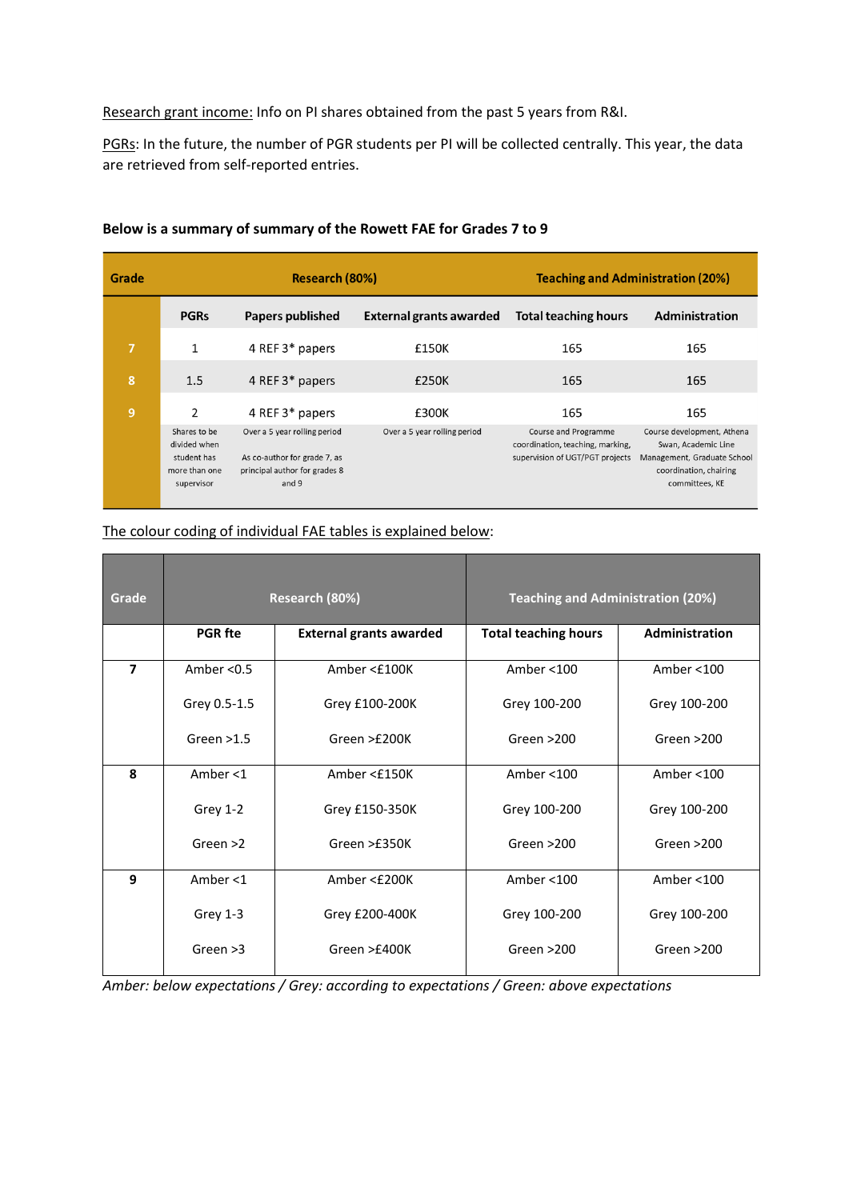Research grant income: Info on PI shares obtained from the past 5 years from R&I.

PGRs: In the future, the number of PGR students per PI will be collected centrally. This year, the data are retrieved from self-reported entries.

**Below is a summary of summary of the Rowett FAE for Grades 7 to 9**

| Grade | Research (80%) | | | Teaching and Administration (20%) | |
|---|---|---|---|---|---|
| | PGRs | Papers published | External grants awarded | Total teaching hours | Administration |
| 7 | 1 | 4 REF 3* papers | £150K | 165 | 165 |
| 8 | 1.5 | 4 REF 3* papers | £250K | 165 | 165 |
| 9 | 2 | 4 REF 3* papers | £300K | 165 | 165 |
| | Shares to be divided when student has more than one supervisor | Over a 5 year rolling period<br><br>As co-author for grade 7, as principal author for grades 8 and 9 | Over a 5 year rolling period | Course and Programme coordination, teaching, marking, supervision of UGT/PGT projects | Course development, Athena Swan, Academic Line Management, Graduate School coordination, chairing committees, KE |

The colour coding of individual FAE tables is explained below:

| Grade | Research (80%) | | Teaching and Administration (20%) | |
|---|---|---|---|---|
| | PGR fte | External grants awarded | Total teaching hours | Administration |
| 7 | Amber <0.5<br>Grey 0.5-1.5<br>Green >1.5 | Amber <£100K<br>Grey £100-200K<br>Green >£200K | Amber <100<br>Grey 100-200<br>Green >200 | Amber <100<br>Grey 100-200<br>Green >200 |
| 8 | Amber <1<br>Grey 1-2<br>Green >2 | Amber <£150K<br>Grey £150-350K<br>Green >£350K | Amber <100<br>Grey 100-200<br>Green >200 | Amber <100<br>Grey 100-200<br>Green >200 |
| 9 | Amber <1<br>Grey 1-3<br>Green >3 | Amber <£200K<br>Grey £200-400K<br>Green >£400K | Amber <100<br>Grey 100-200<br>Green >200 | Amber <100<br>Grey 100-200<br>Green >200 |

*Amber: below expectations / Grey: according to expectations / Green: above expectations*